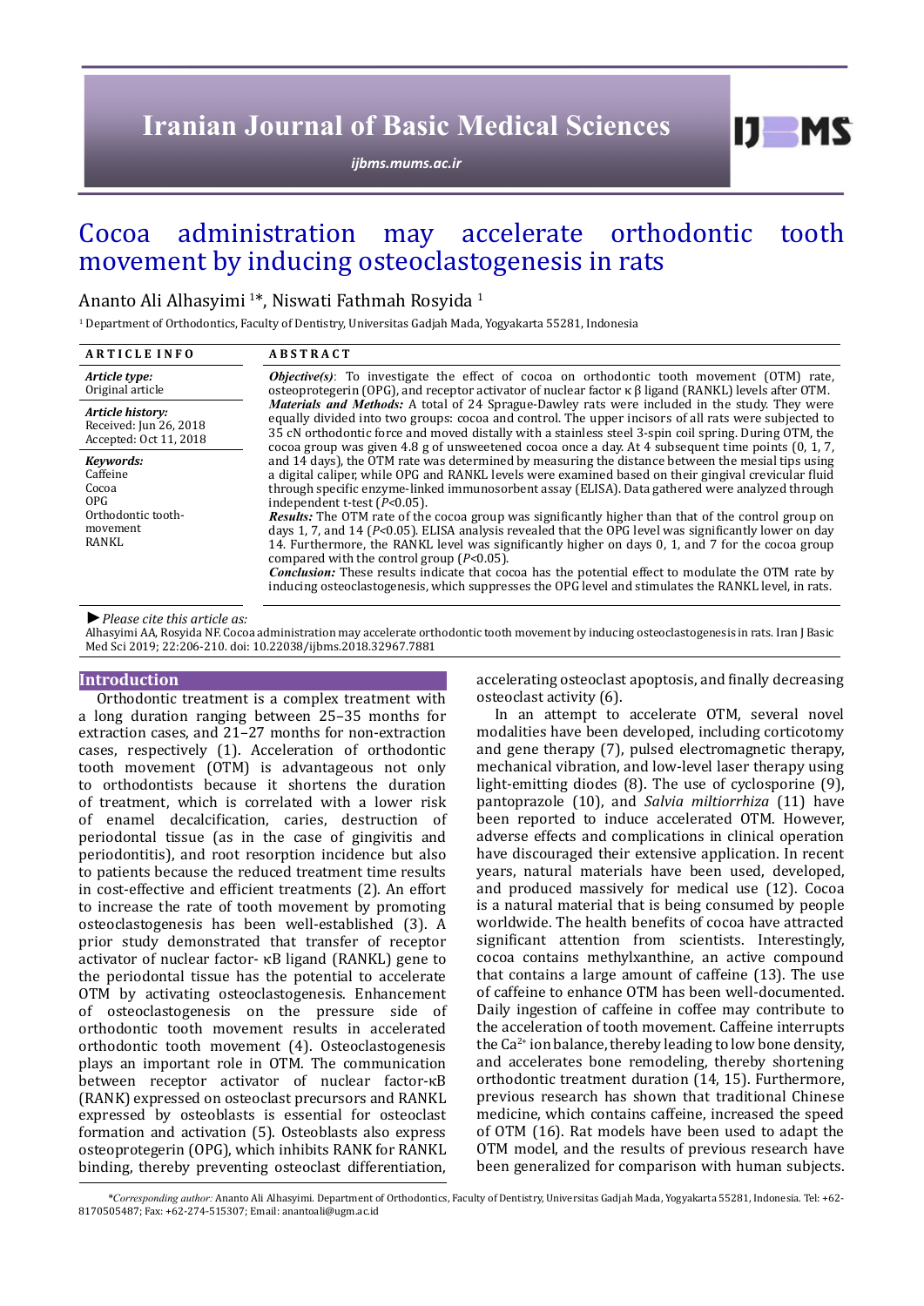# Cocoa administration may accelerate orthodontic tooth movement by inducing osteoclastogenesis in rats

Ananto Ali Alhasyimi [1]*, Niswati Fathmah Rosyida [1]

[1] Department of Orthodontics, Faculty of Dentistry, Universitas Gadjah Mada, Yogyakarta 55281, Indonesia

**ARTICLE INFO**

*Article type:*
Original article

*Article history:*
Received: Jun 26, 2018
Accepted: Oct 11, 2018

*Keywords:*
Caffeine
Cocoa
OPG
Orthodontic tooth-movement
RANKL

**ABSTRACT**

***Objective(s)***: To investigate the effect of cocoa on orthodontic tooth movement (OTM) rate, osteoprotegerin (OPG), and receptor activator of nuclear factor κ β ligand (RANKL) levels after OTM.

***Materials and Methods:*** A total of 24 Sprague-Dawley rats were included in the study. They were equally divided into two groups: cocoa and control. The upper incisors of all rats were subjected to 35 cN orthodontic force and moved distally with a stainless steel 3-spin coil spring. During OTM, the cocoa group was given 4.8 g of unsweetened cocoa once a day. At 4 subsequent time points (0, 1, 7, and 14 days), the OTM rate was determined by measuring the distance between the mesial tips using a digital caliper, while OPG and RANKL levels were examined based on their gingival crevicular fluid through specific enzyme-linked immunosorbent assay (ELISA). Data gathered were analyzed through independent t-test ($P<0.05$).

***Results:*** The OTM rate of the cocoa group was significantly higher than that of the control group on days 1, 7, and 14 ($P<0.05$). ELISA analysis revealed that the OPG level was significantly lower on day 14. Furthermore, the RANKL level was significantly higher on days 0, 1, and 7 for the cocoa group compared with the control group ($P<0.05$).

***Conclusion:*** These results indicate that cocoa has the potential effect to modulate the OTM rate by inducing osteoclastogenesis, which suppresses the OPG level and stimulates the RANKL level, in rats.

► *Please cite this article as:*
Alhasyimi AA, Rosyida NF. Cocoa administration may accelerate orthodontic tooth movement by inducing osteoclastogenesis in rats. Iran J Basic Med Sci 2019; 22:206-210. doi: 10.22038/ijbms.2018.32967.7881

## Introduction

Orthodontic treatment is a complex treatment with a long duration ranging between 25–35 months for extraction cases, and 21–27 months for non-extraction cases, respectively (1). Acceleration of orthodontic tooth movement (OTM) is advantageous not only to orthodontists because it shortens the duration of treatment, which is correlated with a lower risk of enamel decalcification, caries, destruction of periodontal tissue (as in the case of gingivitis and periodontitis), and root resorption incidence but also to patients because the reduced treatment time results in cost-effective and efficient treatments (2). An effort to increase the rate of tooth movement by promoting osteoclastogenesis has been well-established (3). A prior study demonstrated that transfer of receptor activator of nuclear factor- κB ligand (RANKL) gene to the periodontal tissue has the potential to accelerate OTM by activating osteoclastogenesis. Enhancement of osteoclastogenesis on the pressure side of orthodontic tooth movement results in accelerated orthodontic tooth movement (4). Osteoclastogenesis plays an important role in OTM. The communication between receptor activator of nuclear factor-κB (RANK) expressed on osteoclast precursors and RANKL expressed by osteoblasts is essential for osteoclast formation and activation (5). Osteoblasts also express osteoprotegerin (OPG), which inhibits RANK for RANKL binding, thereby preventing osteoclast differentiation, accelerating osteoclast apoptosis, and finally decreasing osteoclast activity (6).

In an attempt to accelerate OTM, several novel modalities have been developed, including corticotomy and gene therapy (7), pulsed electromagnetic therapy, mechanical vibration, and low-level laser therapy using light-emitting diodes (8). The use of cyclosporine (9), pantoprazole (10), and *Salvia miltiorrhiza* (11) have been reported to induce accelerated OTM. However, adverse effects and complications in clinical operation have discouraged their extensive application. In recent years, natural materials have been used, developed, and produced massively for medical use (12). Cocoa is a natural material that is being consumed by people worldwide. The health benefits of cocoa have attracted significant attention from scientists. Interestingly, cocoa contains methylxanthine, an active compound that contains a large amount of caffeine (13). The use of caffeine to enhance OTM has been well-documented. Daily ingestion of caffeine in coffee may contribute to the acceleration of tooth movement. Caffeine interrupts the $Ca^{2+}$ ion balance, thereby leading to low bone density, and accelerates bone remodeling, thereby shortening orthodontic treatment duration (14, 15). Furthermore, previous research has shown that traditional Chinese medicine, which contains caffeine, increased the speed of OTM (16). Rat models have been used to adapt the OTM model, and the results of previous research have been generalized for comparison with human subjects.

*Corresponding author: Ananto Ali Alhasyimi. Department of Orthodontics, Faculty of Dentistry, Universitas Gadjah Mada, Yogyakarta 55281, Indonesia. Tel: +62-8170505487; Fax: +62-274-515307; Email: anantoali@ugm.ac.id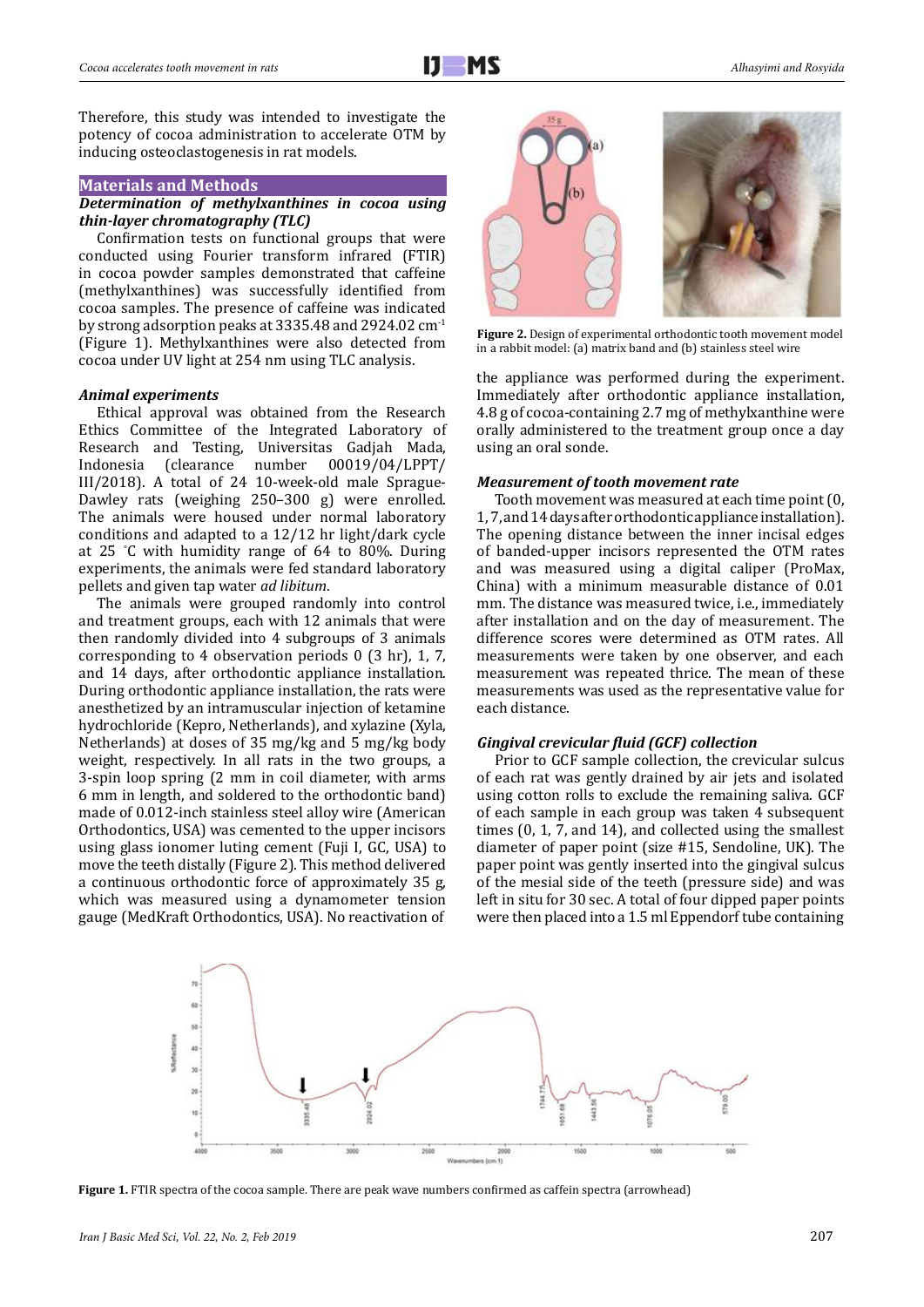Therefore, this study was intended to investigate the potency of cocoa administration to accelerate OTM by inducing osteoclastogenesis in rat models.

## Materials and Methods

### *Determination of methylxanthines in cocoa using thin-layer chromatography (TLC)*

Confirmation tests on functional groups that were conducted using Fourier transform infrared (FTIR) in cocoa powder samples demonstrated that caffeine (methylxanthines) was successfully identified from cocoa samples. The presence of caffeine was indicated by strong adsorption peaks at 3335.48 and 2924.02 $cm^{-1}$ (Figure 1). Methylxanthines were also detected from cocoa under UV light at 254 nm using TLC analysis.

### *Animal experiments*

Ethical approval was obtained from the Research Ethics Committee of the Integrated Laboratory of Research and Testing, Universitas Gadjah Mada, Indonesia (clearance number 00019/04/LPPT/III/2018). A total of 24 10-week-old male Sprague-Dawley rats (weighing 250–300 g) were enrolled. The animals were housed under normal laboratory conditions and adapted to a 12/12 hr light/dark cycle at 25 °C with humidity range of 64 to 80%. During experiments, the animals were fed standard laboratory pellets and given tap water *ad libitum*.

The animals were grouped randomly into control and treatment groups, each with 12 animals that were then randomly divided into 4 subgroups of 3 animals corresponding to 4 observation periods 0 (3 hr), 1, 7, and 14 days, after orthodontic appliance installation. During orthodontic appliance installation, the rats were anesthetized by an intramuscular injection of ketamine hydrochloride (Kepro, Netherlands), and xylazine (Xyla, Netherlands) at doses of 35 mg/kg and 5 mg/kg body weight, respectively. In all rats in the two groups, a 3-spin loop spring (2 mm in coil diameter, with arms 6 mm in length, and soldered to the orthodontic band) made of 0.012-inch stainless steel alloy wire (American Orthodontics, USA) was cemented to the upper incisors using glass ionomer luting cement (Fuji I, GC, USA) to move the teeth distally (Figure 2). This method delivered a continuous orthodontic force of approximately 35 g, which was measured using a dynamometer tension gauge (MedKraft Orthodontics, USA). No reactivation of the appliance was performed during the experiment. Immediately after orthodontic appliance installation, 4.8 g of cocoa-containing 2.7 mg of methylxanthine were orally administered to the treatment group once a day using an oral sonde.

**Figure 2.** Design of experimental orthodontic tooth movement model in a rabbit model: (a) matrix band and (b) stainless steel wire

### *Measurement of tooth movement rate*

Tooth movement was measured at each time point (0, 1, 7, and 14 days after orthodontic appliance installation). The opening distance between the inner incisal edges of banded-upper incisors represented the OTM rates and was measured using a digital caliper (ProMax, China) with a minimum measurable distance of 0.01 mm. The distance was measured twice, i.e., immediately after installation and on the day of measurement. The difference scores were determined as OTM rates. All measurements were taken by one observer, and each measurement was repeated thrice. The mean of these measurements was used as the representative value for each distance.

### *Gingival crevicular fluid (GCF) collection*

Prior to GCF sample collection, the crevicular sulcus of each rat was gently drained by air jets and isolated using cotton rolls to exclude the remaining saliva. GCF of each group was taken 4 subsequent times (0, 1, 7, and 14), and collected using the smallest diameter of paper point (size #15, Sendoline, UK). The paper point was gently inserted into the gingival sulcus of the mesial side of the teeth (pressure side) and was left in situ for 30 sec. A total of four dipped paper points were then placed into a 1.5 ml Eppendorf tube containing

**Figure 1.** FTIR spectra of the cocoa sample. There are peak wave numbers confirmed as caffein spectra (arrowhead)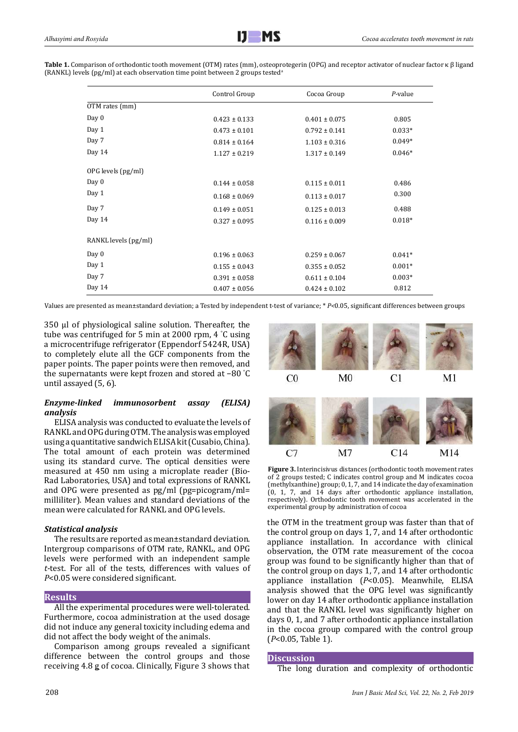**Table 1.** Comparison of orthodontic tooth movement (OTM) rates (mm), osteoprotegerin (OPG) and receptor activator of nuclear factor κ β ligand (RANKL) levels (pg/ml) at each observation time point between 2 groups tested[a]

| | Control Group | Cocoa Group | *P*-value |
|---|---|---|---|
| OTM rates (mm) | | | |
| Day 0 | 0.423 ± 0.133 | 0.401 ± 0.075 | 0.805 |
| Day 1 | 0.473 ± 0.101 | 0.792 ± 0.141 | 0.033* |
| Day 7 | 0.814 ± 0.164 | 1.103 ± 0.316 | 0.049* |
| Day 14 | 1.127 ± 0.219 | 1.317 ± 0.149 | 0.046* |
| OPG levels (pg/ml) | | | |
| Day 0 | 0.144 ± 0.058 | 0.115 ± 0.011 | 0.486 |
| Day 1 | 0.168 ± 0.069 | 0.113 ± 0.017 | 0.300 |
| Day 7 | 0.149 ± 0.051 | 0.125 ± 0.013 | 0.488 |
| Day 14 | 0.327 ± 0.095 | 0.116 ± 0.009 | 0.018* |
| RANKL levels (pg/ml) | | | |
| Day 0 | 0.196 ± 0.063 | 0.259 ± 0.067 | 0.041* |
| Day 1 | 0.155 ± 0.043 | 0.355 ± 0.052 | 0.001* |
| Day 7 | 0.391 ± 0.058 | 0.611 ± 0.104 | 0.003* |
| Day 14 | 0.407 ± 0.056 | 0.424 ± 0.102 | 0.812 |

Values are presented as mean±standard deviation; a Tested by independent t-test of variance; * *P*<0.05, significant differences between groups

350 μl of physiological saline solution. Thereafter, the tube was centrifuged for 5 min at 2000 rpm, 4 ˚C using a microcentrifuge refrigerator (Eppendorf 5424R, USA) to completely elute all the GCF components from the paper points. The paper points were then removed, and the supernatants were kept frozen and stored at −80 ˚C until assayed (5, 6).

### *Enzyme-linked immunosorbent assay (ELISA) analysis*

ELISA analysis was conducted to evaluate the levels of RANKL and OPG during OTM. The analysis was employed using a quantitative sandwich ELISA kit (Cusabio, China). The total amount of each protein was determined using its standard curve. The optical densities were measured at 450 nm using a microplate reader (Bio-Rad Laboratories, USA) and total expressions of RANKL and OPG were presented as pg/ml (pg=picogram/ml= milliliter). Mean values and standard deviations of the mean were calculated for RANKL and OPG levels.

### *Statistical analysis*

The results are reported as mean±standard deviation. Intergroup comparisons of OTM rate, RANKL, and OPG levels were performed with an independent sample *t*-test. For all of the tests, differences with values of *P*<0.05 were considered significant.

## Results

All the experimental procedures were well-tolerated. Furthermore, cocoa administration at the used dosage did not induce any general toxicity including edema and did not affect the body weight of the animals.

Comparison among groups revealed a significant difference between the control groups and those receiving 4.8 g of cocoa. Clinically, Figure 3 shows that the OTM in the treatment group was faster than that of the control group on days 1, 7, and 14 after orthodontic appliance installation. In accordance with clinical observation, the OTM rate measurement of the cocoa group was found to be significantly higher than that of the control group on days 1, 7, and 14 after orthodontic appliance installation (*P*<0.05). Meanwhile, ELISA analysis showed that the OPG level was significantly lower on day 14 after orthodontic appliance installation and that the RANKL level was significantly higher on days 0, 1, and 7 after orthodontic appliance installation in the cocoa group compared with the control group (*P*<0.05, Table 1).

C0 M0 C1 M1

C7 M7 C14 M14

**Figure 3.** Interincisivus distances (orthodontic tooth movement rates of 2 groups tested; C indicates control group and M indicates cocoa (methylxanthine) group; 0, 1, 7, and 14 indicate the day of examination (0, 1, 7, and 14 days after orthodontic appliance installation, respectively). Orthodontic tooth movement was accelerated in the experimental group by administration of cocoa

## Discussion

The long duration and complexity of orthodontic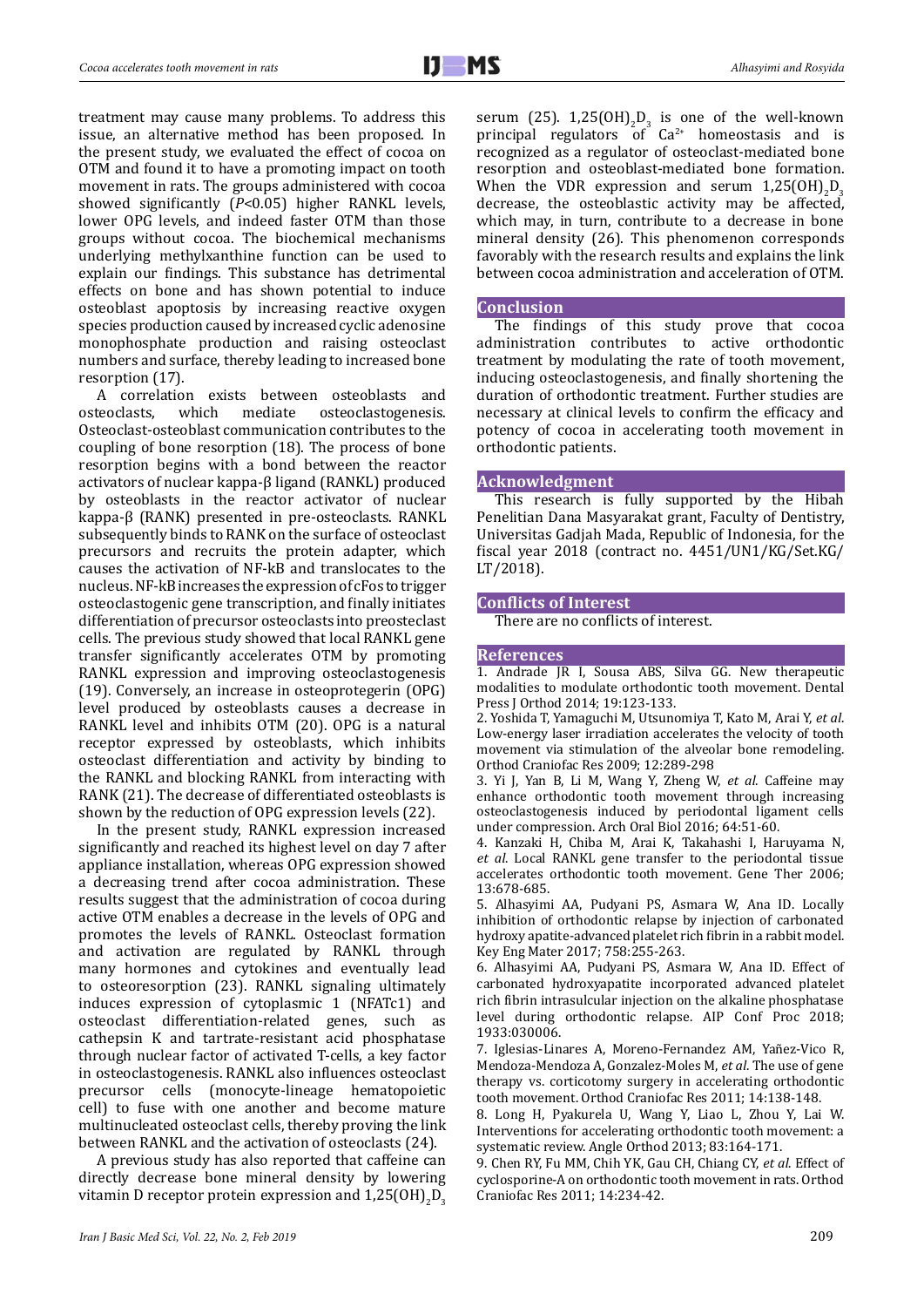treatment may cause many problems. To address this issue, an alternative method has been proposed. In the present study, we evaluated the effect of cocoa on OTM and found it to have a promoting impact on tooth movement in rats. The groups administered with cocoa showed significantly ($P<0.05$) higher RANKL levels, lower OPG levels, and indeed faster OTM than those groups without cocoa. The biochemical mechanisms underlying methylxanthine function can be used to explain our findings. This substance has detrimental effects on bone and has shown potential to induce osteoblast apoptosis by increasing reactive oxygen species production caused by increased cyclic adenosine monophosphate production and raising osteoclast numbers and surface, thereby leading to increased bone resorption (17).

A correlation exists between osteoblasts and osteoclasts, which mediate osteoclastogenesis. Osteoclast-osteoblast communication contributes to the coupling of bone resorption (18). The process of bone resorption begins with a bond between the reactor activators of nuclear kappa-β ligand (RANKL) produced by osteoblasts in the reactor activator of nuclear kappa-β (RANK) presented in pre-osteoclasts. RANKL subsequently binds to RANK on the surface of osteoclast precursors and recruits the protein adapter, which causes the activation of NF-kB and translocates to the nucleus. NF-kB increases the expression of cFos to trigger osteoclastogenic gene transcription, and finally initiates differentiation of precursor osteoclasts into preosteclast cells. The previous study showed that local RANKL gene transfer significantly accelerates OTM by promoting RANKL expression and improving osteoclastogenesis (19). Conversely, an increase in osteoprotegerin (OPG) level produced by osteoblasts causes a decrease in RANKL level and inhibits OTM (20). OPG is a natural receptor expressed by osteoblasts, which inhibits osteoclast differentiation and activity by binding to the RANKL and blocking RANKL from interacting with RANK (21). The decrease of differentiated osteoblasts is shown by the reduction of OPG expression levels (22).

In the present study, RANKL expression increased significantly and reached its highest level on day 7 after appliance installation, whereas OPG expression showed a decreasing trend after cocoa administration. These results suggest that the administration of cocoa during active OTM enables a decrease in the levels of OPG and promotes the levels of RANKL. Osteoclast formation and activation are regulated by RANKL through many hormones and cytokines and eventually lead to osteoresorption (23). RANKL signaling ultimately induces expression of cytoplasmic 1 (NFATc1) and osteoclast differentiation-related genes, such as cathepsin K and tartrate-resistant acid phosphatase through nuclear factor of activated T-cells, a key factor in osteoclastogenesis. RANKL also influences osteoclast precursor cells (monocyte-lineage hematopoietic cell) to fuse with one another and become mature multinucleated osteoclast cells, thereby proving the link between RANKL and the activation of osteoclasts (24).

A previous study has also reported that caffeine can directly decrease bone mineral density by lowering vitamin D receptor protein expression and $1,25(OH)_2D_3$ serum (25). $1,25(OH)_2D_3$ is one of the well-known principal regulators of $Ca^{2+}$ homeostasis and is recognized as a regulator of osteoclast-mediated bone resorption and osteoblast-mediated bone formation. When the VDR expression and serum $1,25(OH)_2D_3$ decrease, the osteoblastic activity may be affected, which may, in turn, contribute to a decrease in bone mineral density (26). This phenomenon corresponds favorably with the research results and explains the link between cocoa administration and acceleration of OTM.

## Conclusion

The findings of this study prove that cocoa administration contributes to active orthodontic treatment by modulating the rate of tooth movement, inducing osteoclastogenesis, and finally shortening the duration of orthodontic treatment. Further studies are necessary at clinical levels to confirm the efficacy and potency of cocoa in accelerating tooth movement in orthodontic patients.

## Acknowledgment

This research is fully supported by the Hibah Penelitian Dana Masyarakat grant, Faculty of Dentistry, Universitas Gadjah Mada, Republic of Indonesia, for the fiscal year 2018 (contract no. 4451/UN1/KG/Set.KG/LT/2018).

## Conflicts of Interest

There are no conflicts of interest.

## References

1. Andrade JR I, Sousa ABS, Silva GG. New therapeutic modalities to modulate orthodontic tooth movement. Dental Press J Orthod 2014; 19:123-133.
2. Yoshida T, Yamaguchi M, Utsunomiya T, Kato M, Arai Y, *et al*. Low-energy laser irradiation accelerates the velocity of tooth movement via stimulation of the alveolar bone remodeling. Orthod Craniofac Res 2009; 12:289-298
3. Yi J, Yan B, Li M, Wang Y, Zheng W, *et al*. Caffeine may enhance orthodontic tooth movement through increasing osteoclastogenesis induced by periodontal ligament cells under compression. Arch Oral Biol 2016; 64:51-60.
4. Kanzaki H, Chiba M, Arai K, Takahashi I, Haruyama N, *et al*. Local RANKL gene transfer to the periodontal tissue accelerates orthodontic tooth movement. Gene Ther 2006; 13:678-685.
5. Alhasyimi AA, Pudyani PS, Asmara W, Ana ID. Locally inhibition of orthodontic relapse by injection of carbonated hydroxy apatite-advanced platelet rich fibrin in a rabbit model. Key Eng Mater 2017; 758:255-263.
6. Alhasyimi AA, Pudyani PS, Asmara W, Ana ID. Effect of carbonated hydroxyapatite incorporated advanced platelet rich fibrin intrasulcular injection on the alkaline phosphatase level during orthodontic relapse. AIP Conf Proc 2018; 1933:030006.
7. Iglesias-Linares A, Moreno-Fernandez AM, Yañez-Vico R, Mendoza-Mendoza A, Gonzalez-Moles M, *et al*. The use of gene therapy vs. corticotomy surgery in accelerating orthodontic tooth movement. Orthod Craniofac Res 2011; 14:138-148.
8. Long H, Pyakurela U, Wang Y, Liao L, Zhou Y, Lai W. Interventions for accelerating orthodontic tooth movement: a systematic review. Angle Orthod 2013; 83:164-171.
9. Chen RY, Fu MM, Chih YK, Gau CH, Chiang CY, *et al*. Effect of cyclosporine-A on orthodontic tooth movement in rats. Orthod Craniofac Res 2011; 14:234-42.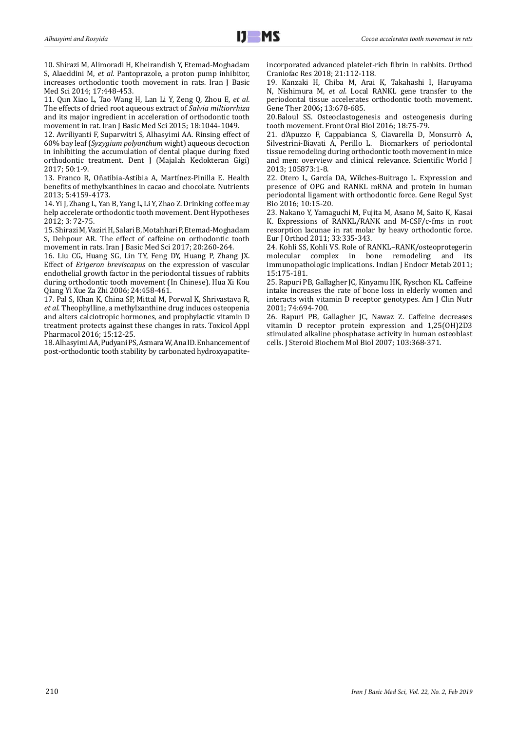10. Shirazi M, Alimoradi H, Kheirandish Y, Etemad-Moghadam S, Alaeddini M, *et al*. Pantoprazole, a proton pump inhibitor, increases orthodontic tooth movement in rats. Iran J Basic Med Sci 2014; 17:448-453.

11. Qun Xiao L, Tao Wang H, Lan Li Y, Zeng Q, Zhou E, *et al*. The effects of dried root aqueous extract of *Salvia miltiorrhiza* and its major ingredient in acceleration of orthodontic tooth movement in rat. Iran J Basic Med Sci 2015; 18:1044-1049.

12. Avriliyanti F, Suparwitri S, Alhasyimi AA. Rinsing effect of 60% bay leaf (*Syzygium polyanthum* wight) aqueous decoction in inhibiting the accumulation of dental plaque during fixed orthodontic treatment. Dent J (Majalah Kedokteran Gigi) 2017; 50:1-9.

13. Franco R, Oñatibia-Astibia A, Martínez-Pinilla E. Health benefits of methylxanthines in cacao and chocolate. Nutrients 2013; 5:4159-4173.

14. Yi J, Zhang L, Yan B, Yang L, Li Y, Zhao Z. Drinking coffee may help accelerate orthodontic tooth movement. Dent Hypotheses 2012; 3: 72-75.

15. Shirazi M, Vaziri H, Salari B, Motahhari P, Etemad-Moghadam S, Dehpour AR. The effect of caffeine on orthodontic tooth movement in rats. Iran J Basic Med Sci 2017; 20:260-264.

16. Liu CG, Huang SG, Lin TY, Feng DY, Huang P, Zhang JX. Effect of *Erigeron breviscapus* on the expression of vascular endothelial growth factor in the periodontal tissues of rabbits during orthodontic tooth movement (In Chinese). Hua Xi Kou Qiang Yi Xue Za Zhi 2006; 24:458-461.

17. Pal S, Khan K, China SP, Mittal M, Porwal K, Shrivastava R, *et al*. Theophylline, a methylxanthine drug induces osteopenia and alters calciotropic hormones, and prophylactic vitamin D treatment protects against these changes in rats. Toxicol Appl Pharmacol 2016; 15:12-25.

18. Alhasyimi AA, Pudyani PS, Asmara W, Ana ID. Enhancement of post-orthodontic tooth stability by carbonated hydroxyapatite-incorporated advanced platelet-rich fibrin in rabbits. Orthod Craniofac Res 2018; 21:112-118.

19. Kanzaki H, Chiba M, Arai K, Takahashi I, Haruyama N, Nishimura M, *et al*. Local RANKL gene transfer to the periodontal tissue accelerates orthodontic tooth movement. Gene Ther 2006**;** 13:678-685.

20. Baloul SS. Osteoclastogenesis and osteogenesis during tooth movement. Front Oral Biol 2016; 18:75-79.

21. d'Apuzzo F, Cappabianca S, Ciavarella D, Monsurrò A, Silvestrini-Biavati A, Perillo L. Biomarkers of periodontal tissue remodeling during orthodontic tooth movement in mice and men: overview and clinical relevance. Scientific World J 2013; 105873:1-8.

22. Otero L, García DA, Wilches-Buitrago L. Expression and presence of OPG and RANKL mRNA and protein in human periodontal ligament with orthodontic force. Gene Regul Syst Bio 2016; 10:15-20.

23. Nakano Y, Yamaguchi M, Fujita M, Asano M, Saito K, Kasai K. Expressions of RANKL/RANK and M-CSF/c-fms in root resorption lacunae in rat molar by heavy orthodontic force. Eur J Orthod 2011; 33:335-343.

24. Kohli SS, Kohli VS. Role of RANKL–RANK/osteoprotegerin molecular complex in bone remodeling and its immunopathologic implications. Indian J Endocr Metab 2011; 15:175-181.

25. Rapuri PB, Gallagher JC, Kinyamu HK, Ryschon KL. Caffeine intake increases the rate of bone loss in elderly women and interacts with vitamin D receptor genotypes. Am J Clin Nutr 2001; 74:694-700.

26. Rapuri PB, Gallagher JC, Nawaz Z. Caffeine decreases vitamin D receptor protein expression and 1,25(OH)2D3 stimulated alkaline phosphatase activity in human osteoblast cells. J Steroid Biochem Mol Biol 2007; 103:368-371.